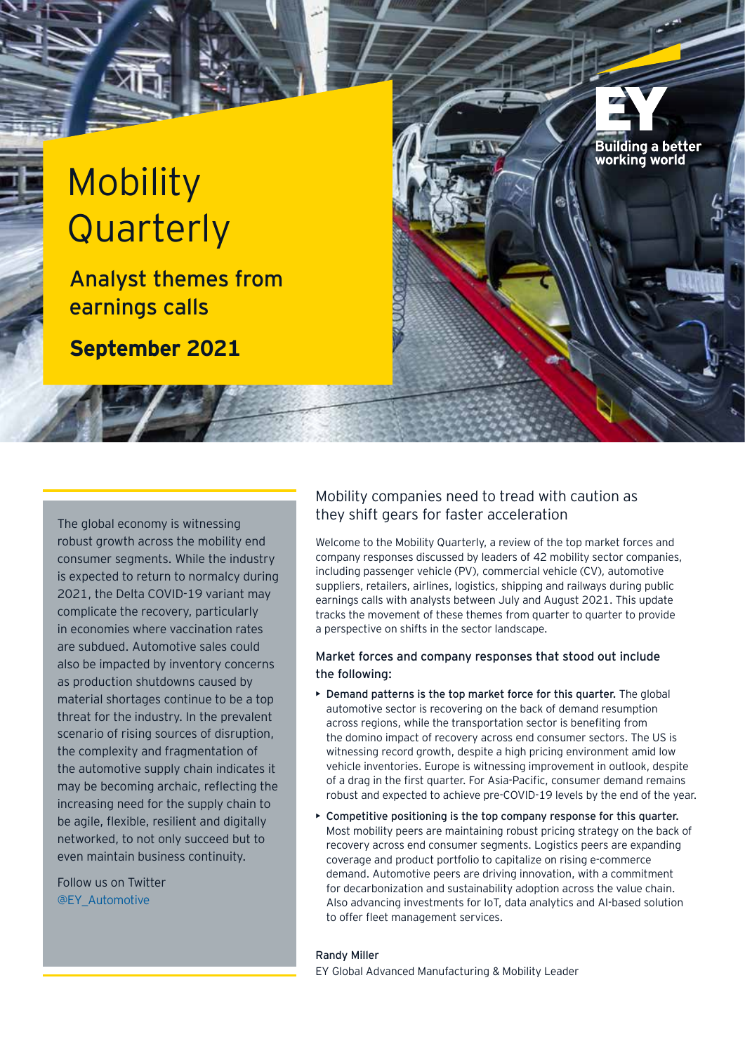# Mobility Quarterly

## Analyst themes from earnings calls

**September 2021**

Building a better working world

The global economy is witnessing robust growth across the mobility end consumer segments. While the industry is expected to return to normalcy during 2021, the Delta COVID-19 variant may complicate the recovery, particularly in economies where vaccination rates are subdued. Automotive sales could also be impacted by inventory concerns as production shutdowns caused by material shortages continue to be a top threat for the industry. In the prevalent scenario of rising sources of disruption, the complexity and fragmentation of the automotive supply chain indicates it may be becoming archaic, reflecting the increasing need for the supply chain to be agile, flexible, resilient and digitally networked, to not only succeed but to even maintain business continuity.

Follow us on Twitter
@EY_Automotive

## Mobility companies need to tread with caution as they shift gears for faster acceleration

Welcome to the Mobility Quarterly, a review of the top market forces and company responses discussed by leaders of 42 mobility sector companies, including passenger vehicle (PV), commercial vehicle (CV), automotive suppliers, retailers, airlines, logistics, shipping and railways during public earnings calls with analysts between July and August 2021. This update tracks the movement of these themes from quarter to quarter to provide a perspective on shifts in the sector landscape.

### Market forces and company responses that stood out include the following:

- **Demand patterns is the top market force for this quarter.** The global automotive sector is recovering on the back of demand resumption across regions, while the transportation sector is benefiting from the domino impact of recovery across end consumer sectors. The US is witnessing record growth, despite a high pricing environment amid low vehicle inventories. Europe is witnessing improvement in outlook, despite of a drag in the first quarter. For Asia-Pacific, consumer demand remains robust and expected to achieve pre-COVID-19 levels by the end of the year.
- **Competitive positioning is the top company response for this quarter.** Most mobility peers are maintaining robust pricing strategy on the back of recovery across end consumer segments. Logistics peers are expanding coverage and product portfolio to capitalize on rising e-commerce demand. Automotive peers are driving innovation, with a commitment for decarbonization and sustainability adoption across the value chain. Also advancing investments for IoT, data analytics and AI-based solution to offer fleet management services.

Randy Miller
EY Global Advanced Manufacturing & Mobility Leader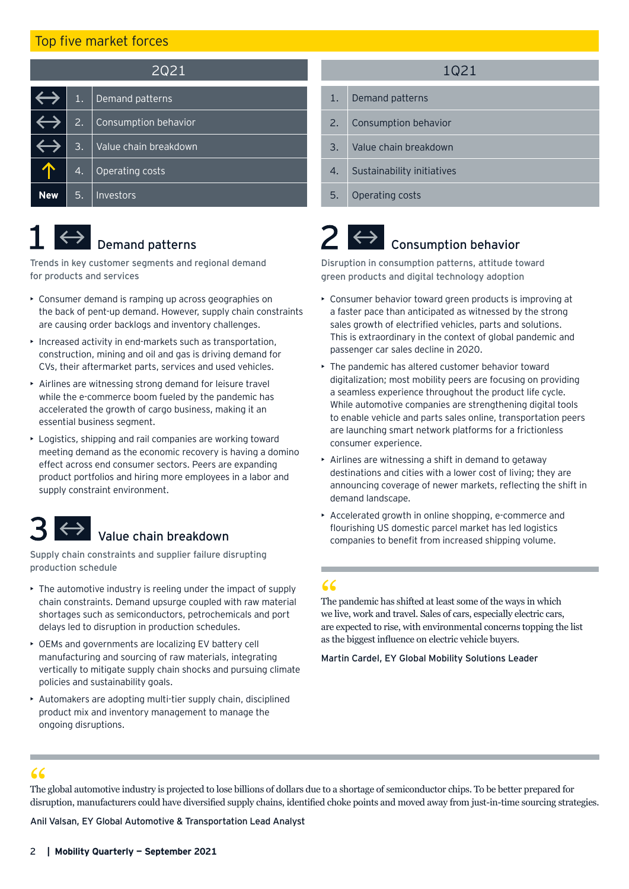## Top five market forces

| | 2Q21 | | 1Q21 |
|---|---|---|---|
| ↔ | 1. Demand patterns | | 1. Demand patterns |
| ↔ | 2. Consumption behavior | | 2. Consumption behavior |
| ↔ | 3. Value chain breakdown | | 3. Value chain breakdown |
| ↑ | 4. Operating costs | | 4. Sustainability initiatives |
| New | 5. Investors | | 5. Operating costs |

### 1 ↔ Demand patterns

Trends in key customer segments and regional demand for products and services

- Consumer demand is ramping up across geographies on the back of pent-up demand. However, supply chain constraints are causing order backlogs and inventory challenges.
- Increased activity in end-markets such as transportation, construction, mining and oil and gas is driving demand for CVs, their aftermarket parts, services and used vehicles.
- Airlines are witnessing strong demand for leisure travel while the e-commerce boom fueled by the pandemic has accelerated the growth of cargo business, making it an essential business segment.
- Logistics, shipping and rail companies are working toward meeting demand as the economic recovery is having a domino effect across end consumer sectors. Peers are expanding product portfolios and hiring more employees in a labor and supply constraint environment.

### 3 ↔ Value chain breakdown

Supply chain constraints and supplier failure disrupting production schedule

- The automotive industry is reeling under the impact of supply chain constraints. Demand upsurge coupled with raw material shortages such as semiconductors, petrochemicals and port delays led to disruption in production schedules.
- OEMs and governments are localizing EV battery cell manufacturing and sourcing of raw materials, integrating vertically to mitigate supply chain shocks and pursuing climate policies and sustainability goals.
- Automakers are adopting multi-tier supply chain, disciplined product mix and inventory management to manage the ongoing disruptions.

### 2 ↔ Consumption behavior

Disruption in consumption patterns, attitude toward green products and digital technology adoption

- Consumer behavior toward green products is improving at a faster pace than anticipated as witnessed by the strong sales growth of electrified vehicles, parts and solutions. This is extraordinary in the context of global pandemic and passenger car sales decline in 2020.
- The pandemic has altered customer behavior toward digitalization; most mobility peers are focusing on providing a seamless experience throughout the product life cycle. While automotive companies are strengthening digital tools to enable vehicle and parts sales online, transportation peers are launching smart network platforms for a frictionless consumer experience.
- Airlines are witnessing a shift in demand to getaway destinations and cities with a lower cost of living; they are announcing coverage of newer markets, reflecting the shift in demand landscape.
- Accelerated growth in online shopping, e-commerce and flourishing US domestic parcel market has led logistics companies to benefit from increased shipping volume.

> "The pandemic has shifted at least some of the ways in which we live, work and travel. Sales of cars, especially electric cars, are expected to rise, with environmental concerns topping the list as the biggest influence on electric vehicle buyers.
>
> **Martin Cardel, EY Global Mobility Solutions Leader**

> "The global automotive industry is projected to lose billions of dollars due to a shortage of semiconductor chips. To be better prepared for disruption, manufacturers could have diversified supply chains, identified choke points and moved away from just-in-time sourcing strategies.
>
> **Anil Valsan, EY Global Automotive & Transportation Lead Analyst**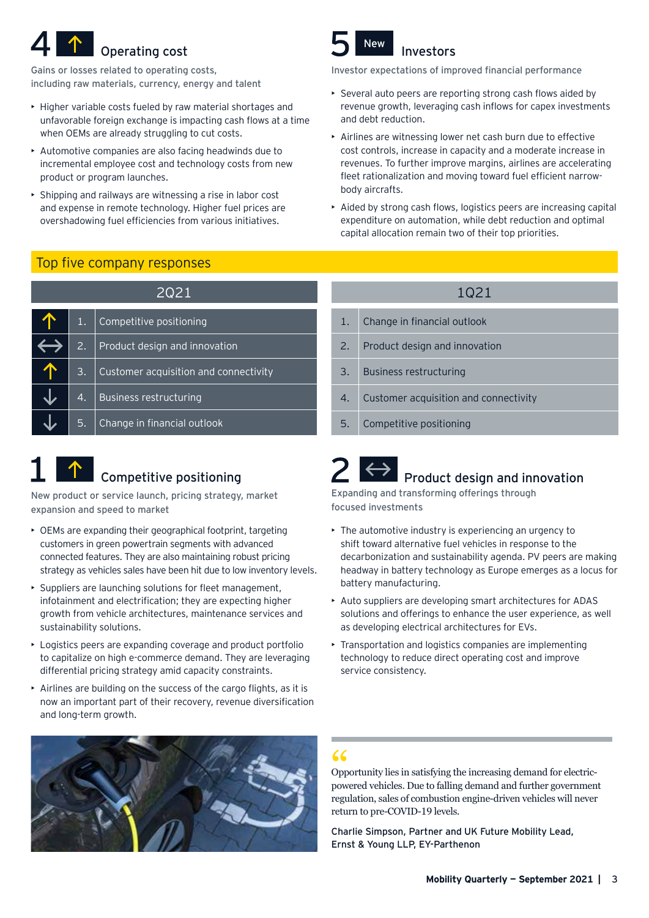## 4 ↑ Operating cost

Gains or losses related to operating costs, including raw materials, currency, energy and talent

- Higher variable costs fueled by raw material shortages and unfavorable foreign exchange is impacting cash flows at a time when OEMs are already struggling to cut costs.
- Automotive companies are also facing headwinds due to incremental employee cost and technology costs from new product or program launches.
- Shipping and railways are witnessing a rise in labor cost and expense in remote technology. Higher fuel prices are overshadowing fuel efficiencies from various initiatives.

## 5 New Investors

Investor expectations of improved financial performance

- Several auto peers are reporting strong cash flows aided by revenue growth, leveraging cash inflows for capex investments and debt reduction.
- Airlines are witnessing lower net cash burn due to effective cost controls, increase in capacity and a moderate increase in revenues. To further improve margins, airlines are accelerating fleet rationalization and moving toward fuel efficient narrow-body aircrafts.
- Aided by strong cash flows, logistics peers are increasing capital expenditure on automation, while debt reduction and optimal capital allocation remain two of their top priorities.

## Top five company responses

| Trend | # | 2Q21 | # | 1Q21 |
|---|---|---|---|---|
| ↑ | 1. | Competitive positioning | 1. | Change in financial outlook |
| ↔ | 2. | Product design and innovation | 2. | Product design and innovation |
| ↑ | 3. | Customer acquisition and connectivity | 3. | Business restructuring |
| ↓ | 4. | Business restructuring | 4. | Customer acquisition and connectivity |
| ↓ | 5. | Change in financial outlook | 5. | Competitive positioning |

## 1 ↑ Competitive positioning

New product or service launch, pricing strategy, market expansion and speed to market

- OEMs are expanding their geographical footprint, targeting customers in green powertrain segments with advanced connected features. They are also maintaining robust pricing strategy as vehicles sales have been hit due to low inventory levels.
- Suppliers are launching solutions for fleet management, infotainment and electrification; they are expecting higher growth from vehicle architectures, maintenance services and sustainability solutions.
- Logistics peers are expanding coverage and product portfolio to capitalize on high e-commerce demand. They are leveraging differential pricing strategy amid capacity constraints.
- Airlines are building on the success of the cargo flights, as it is now an important part of their recovery, revenue diversification and long-term growth.

## 2 ↔ Product design and innovation

Expanding and transforming offerings through focused investments

- The automotive industry is experiencing an urgency to shift toward alternative fuel vehicles in response to the decarbonization and sustainability agenda. PV peers are making headway in battery technology as Europe emerges as a locus for battery manufacturing.
- Auto suppliers are developing smart architectures for ADAS solutions and offerings to enhance the user experience, as well as developing electrical architectures for EVs.
- Transportation and logistics companies are implementing technology to reduce direct operating cost and improve service consistency.

> “Opportunity lies in satisfying the increasing demand for electric-powered vehicles. Due to falling demand and further government regulation, sales of combustion engine-driven vehicles will never return to pre-COVID-19 levels.
>
> Charlie Simpson, Partner and UK Future Mobility Lead, Ernst & Young LLP, EY-Parthenon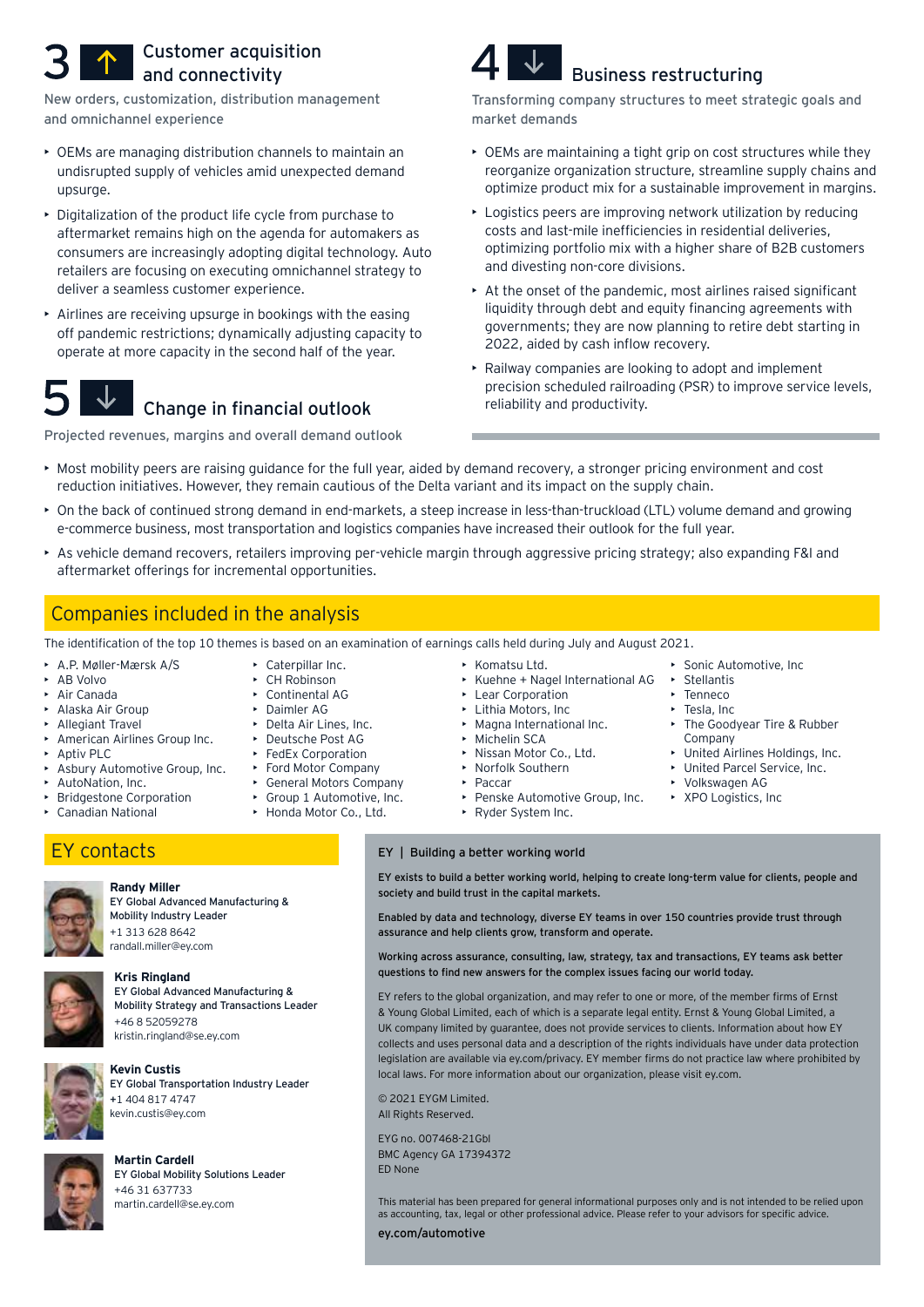## 3 ↑ Customer acquisition and connectivity

New orders, customization, distribution management and omnichannel experience

- OEMs are managing distribution channels to maintain an undisrupted supply of vehicles amid unexpected demand upsurge.
- Digitalization of the product life cycle from purchase to aftermarket remains high on the agenda for automakers as consumers are increasingly adopting digital technology. Auto retailers are focusing on executing omnichannel strategy to deliver a seamless customer experience.
- Airlines are receiving upsurge in bookings with the easing off pandemic restrictions; dynamically adjusting capacity to operate at more capacity in the second half of the year.

## 4 ↓ Business restructuring

Transforming company structures to meet strategic goals and market demands

- OEMs are maintaining a tight grip on cost structures while they reorganize organization structure, streamline supply chains and optimize product mix for a sustainable improvement in margins.
- Logistics peers are improving network utilization by reducing costs and last-mile inefficiencies in residential deliveries, optimizing portfolio mix with a higher share of B2B customers and divesting non-core divisions.
- At the onset of the pandemic, most airlines raised significant liquidity through debt and equity financing agreements with governments; they are now planning to retire debt starting in 2022, aided by cash inflow recovery.
- Railway companies are looking to adopt and implement precision scheduled railroading (PSR) to improve service levels, reliability and productivity.

## 5 ↓ Change in financial outlook

Projected revenues, margins and overall demand outlook

- Most mobility peers are raising guidance for the full year, aided by demand recovery, a stronger pricing environment and cost reduction initiatives. However, they remain cautious of the Delta variant and its impact on the supply chain.
- On the back of continued strong demand in end-markets, a steep increase in less-than-truckload (LTL) volume demand and growing e-commerce business, most transportation and logistics companies have increased their outlook for the full year.
- As vehicle demand recovers, retailers improving per-vehicle margin through aggressive pricing strategy; also expanding F&I and aftermarket offerings for incremental opportunities.

## Companies included in the analysis

The identification of the top 10 themes is based on an examination of earnings calls held during July and August 2021.

- A.P. Møller-Mærsk A/S
- AB Volvo
- Air Canada
- Alaska Air Group
- Allegiant Travel
- American Airlines Group Inc.
- Aptiv PLC
- Asbury Automotive Group, Inc.
- AutoNation, Inc.
- Bridgestone Corporation
- Canadian National
- Caterpillar Inc.
- CH Robinson
- Continental AG
- Daimler AG
- Delta Air Lines, Inc.
- Deutsche Post AG
- FedEx Corporation
- Ford Motor Company
- General Motors Company
- Group 1 Automotive, Inc.
- Honda Motor Co., Ltd.
- Komatsu Ltd.
- Kuehne + Nagel International AG
- Lear Corporation
- Lithia Motors, Inc
- Magna International Inc.
- Michelin SCA
- Nissan Motor Co., Ltd.
- Norfolk Southern
- Paccar
- Penske Automotive Group, Inc.
- Ryder System Inc.
- Sonic Automotive, Inc
- Stellantis
- Tenneco
- Tesla, Inc
- The Goodyear Tire & Rubber Company
- United Airlines Holdings, Inc.
- United Parcel Service, Inc.
- Volkswagen AG
- XPO Logistics, Inc

## EY contacts

**Randy Miller**
EY Global Advanced Manufacturing & Mobility Industry Leader
+1 313 628 8642
randall.miller@ey.com

**Kris Ringland**
EY Global Advanced Manufacturing & Mobility Strategy and Transactions Leader
+46 8 52059278
kristin.ringland@se.ey.com

**Kevin Custis**
EY Global Transportation Industry Leader
+1 404 817 4747
kevin.custis@ey.com

**Martin Cardell**
EY Global Mobility Solutions Leader
+46 31 637733
martin.cardell@se.ey.com

**EY | Building a better working world**

**EY exists to build a better working world, helping to create long-term value for clients, people and society and build trust in the capital markets.**

**Enabled by data and technology, diverse EY teams in over 150 countries provide trust through assurance and help clients grow, transform and operate.**

**Working across assurance, consulting, law, strategy, tax and transactions, EY teams ask better questions to find new answers for the complex issues facing our world today.**

EY refers to the global organization, and may refer to one or more, of the member firms of Ernst & Young Global Limited, each of which is a separate legal entity. Ernst & Young Global Limited, a UK company limited by guarantee, does not provide services to clients. Information about how EY collects and uses personal data and a description of the rights individuals have under data protection legislation are available via ey.com/privacy. EY member firms do not practice law where prohibited by local laws. For more information about our organization, please visit ey.com.

© 2021 EYGM Limited.
All Rights Reserved.

EYG no. 007468-21Gbl
BMC Agency GA 17394372
ED None

This material has been prepared for general informational purposes only and is not intended to be relied upon as accounting, tax, legal or other professional advice. Please refer to your advisors for specific advice.

**ey.com/automotive**